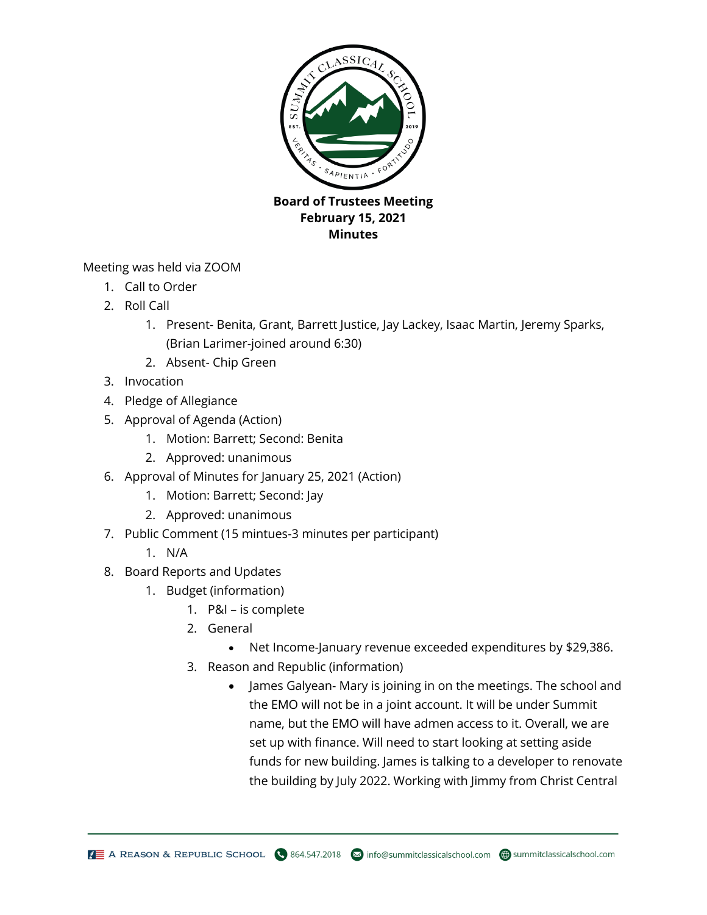**Board of Trustees Meeting**
**February 15, 2021**
**Minutes**

Meeting was held via ZOOM

1. Call to Order
2. Roll Call
    1. Present- Benita, Grant, Barrett Justice, Jay Lackey, Isaac Martin, Jeremy Sparks, (Brian Larimer-joined around 6:30)
    2. Absent- Chip Green
3. Invocation
4. Pledge of Allegiance
5. Approval of Agenda (Action)
    1. Motion: Barrett; Second: Benita
    2. Approved: unanimous
6. Approval of Minutes for January 25, 2021 (Action)
    1. Motion: Barrett; Second: Jay
    2. Approved: unanimous
7. Public Comment (15 mintues-3 minutes per participant)
    1. N/A
8. Board Reports and Updates
    1. Budget (information)
        1. P&I – is complete
        2. General
            - Net Income-January revenue exceeded expenditures by $29,386.
        3. Reason and Republic (information)
            - James Galyean- Mary is joining in on the meetings. The school and the EMO will not be in a joint account. It will be under Summit name, but the EMO will have admen access to it. Overall, we are set up with finance. Will need to start looking at setting aside funds for new building. James is talking to a developer to renovate the building by July 2022. Working with Jimmy from Christ Central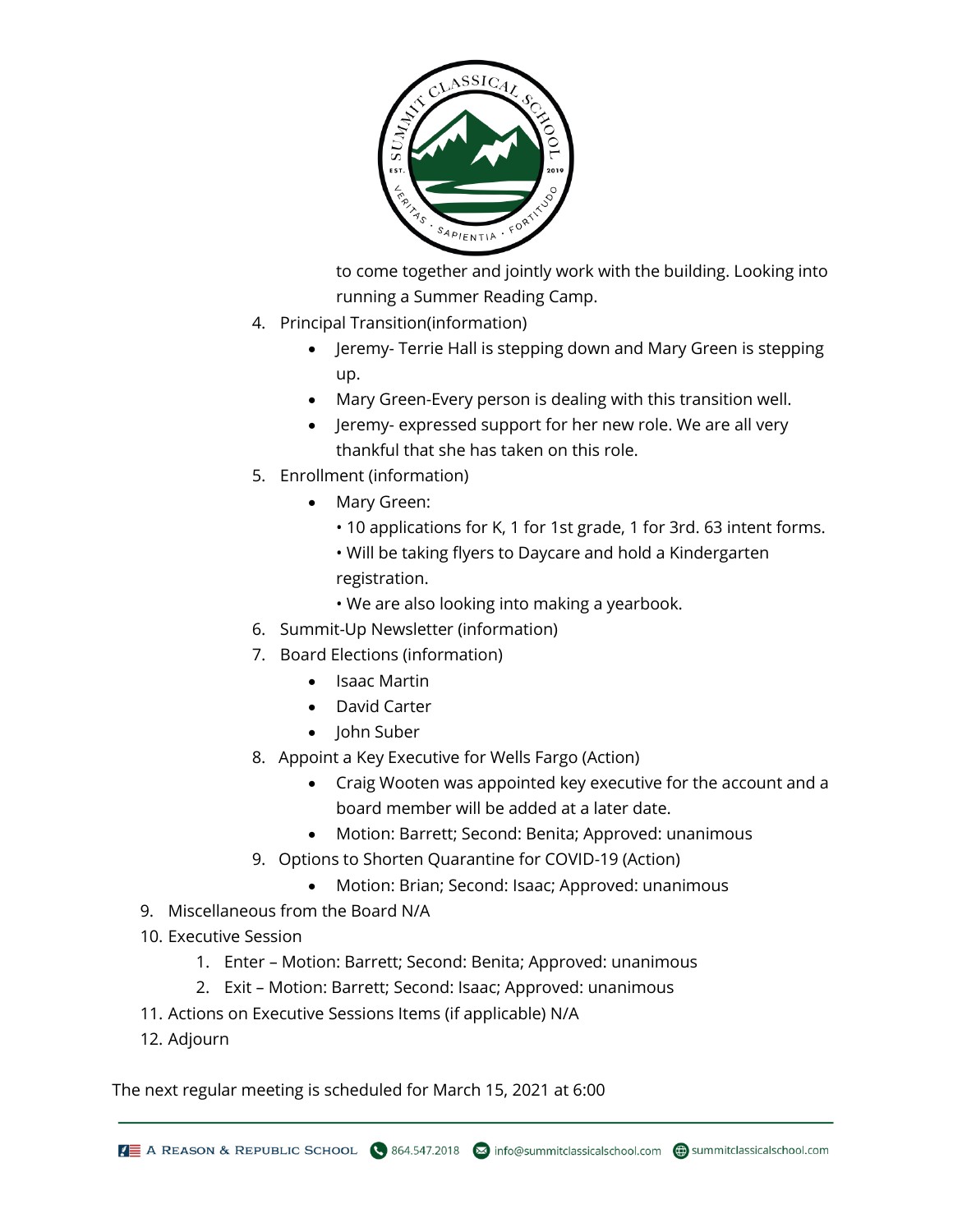to come together and jointly work with the building. Looking into running a Summer Reading Camp.

4. Principal Transition(information)
   - Jeremy- Terrie Hall is stepping down and Mary Green is stepping up.
   - Mary Green-Every person is dealing with this transition well.
   - Jeremy- expressed support for her new role. We are all very thankful that she has taken on this role.
5. Enrollment (information)
   - Mary Green:
     - 10 applications for K, 1 for 1st grade, 1 for 3rd. 63 intent forms.
     - Will be taking flyers to Daycare and hold a Kindergarten registration.
     - We are also looking into making a yearbook.
6. Summit-Up Newsletter (information)
7. Board Elections (information)
   - Isaac Martin
   - David Carter
   - John Suber
8. Appoint a Key Executive for Wells Fargo (Action)
   - Craig Wooten was appointed key executive for the account and a board member will be added at a later date.
   - Motion: Barrett; Second: Benita; Approved: unanimous
9. Options to Shorten Quarantine for COVID-19 (Action)
   - Motion: Brian; Second: Isaac; Approved: unanimous

9. Miscellaneous from the Board N/A
10. Executive Session
    1. Enter – Motion: Barrett; Second: Benita; Approved: unanimous
    2. Exit – Motion: Barrett; Second: Isaac; Approved: unanimous
11. Actions on Executive Sessions Items (if applicable) N/A
12. Adjourn

The next regular meeting is scheduled for March 15, 2021 at 6:00